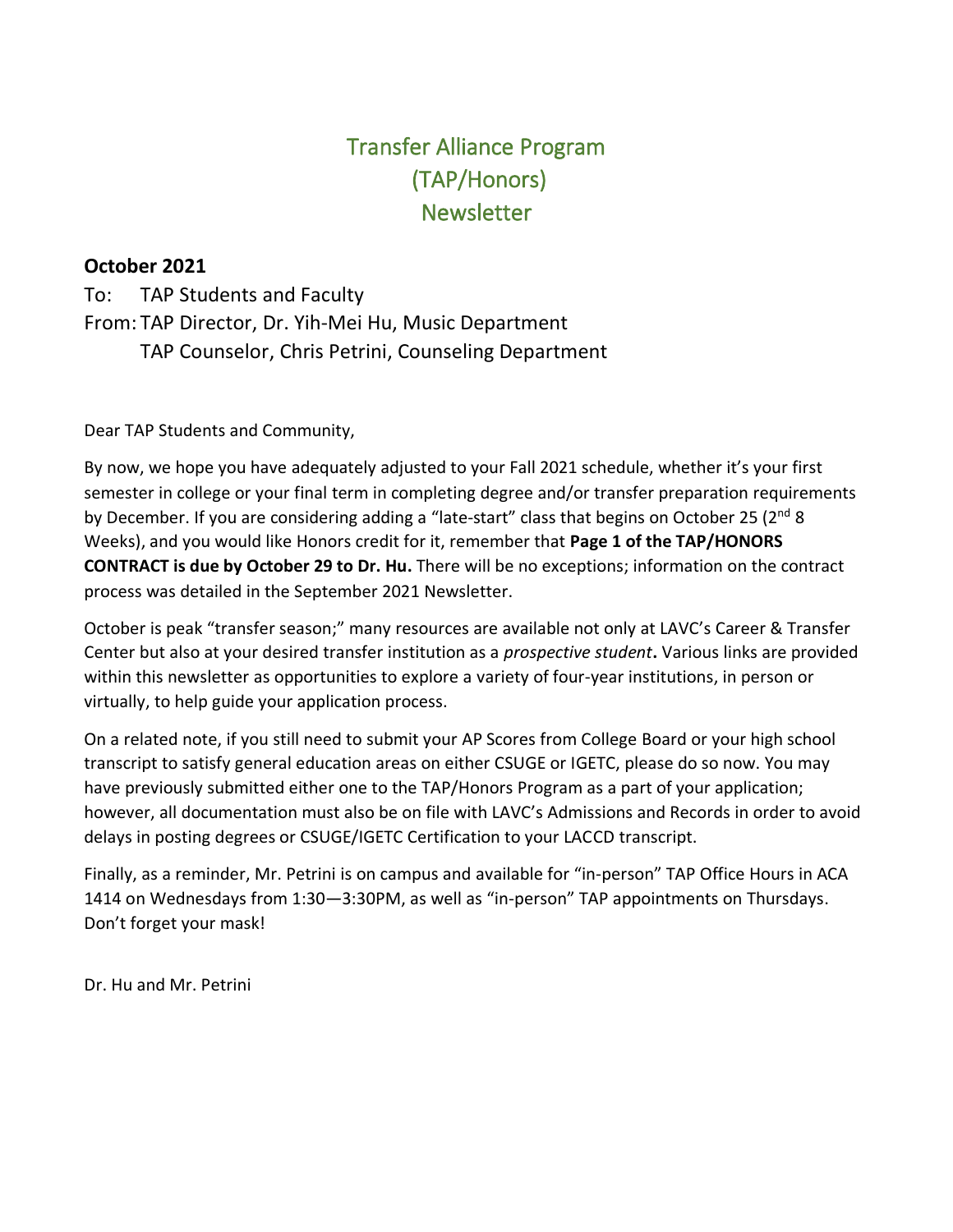# Transfer Alliance Program (TAP/Honors) Newsletter

**October 2021**

To: TAP Students and Faculty

From: TAP Director, Dr. Yih-Mei Hu, Music Department
TAP Counselor, Chris Petrini, Counseling Department

Dear TAP Students and Community,

By now, we hope you have adequately adjusted to your Fall 2021 schedule, whether it's your first semester in college or your final term in completing degree and/or transfer preparation requirements by December. If you are considering adding a "late-start" class that begins on October 25 (2nd 8 Weeks), and you would like Honors credit for it, remember that **Page 1 of the TAP/HONORS CONTRACT is due by October 29 to Dr. Hu.** There will be no exceptions; information on the contract process was detailed in the September 2021 Newsletter.

October is peak "transfer season;" many resources are available not only at LAVC's Career & Transfer Center but also at your desired transfer institution as a *prospective student*. Various links are provided within this newsletter as opportunities to explore a variety of four-year institutions, in person or virtually, to help guide your application process.

On a related note, if you still need to submit your AP Scores from College Board or your high school transcript to satisfy general education areas on either CSUGE or IGETC, please do so now. You may have previously submitted either one to the TAP/Honors Program as a part of your application; however, all documentation must also be on file with LAVC's Admissions and Records in order to avoid delays in posting degrees or CSUGE/IGETC Certification to your LACCD transcript.

Finally, as a reminder, Mr. Petrini is on campus and available for "in-person" TAP Office Hours in ACA 1414 on Wednesdays from 1:30—3:30PM, as well as "in-person" TAP appointments on Thursdays. Don't forget your mask!

Dr. Hu and Mr. Petrini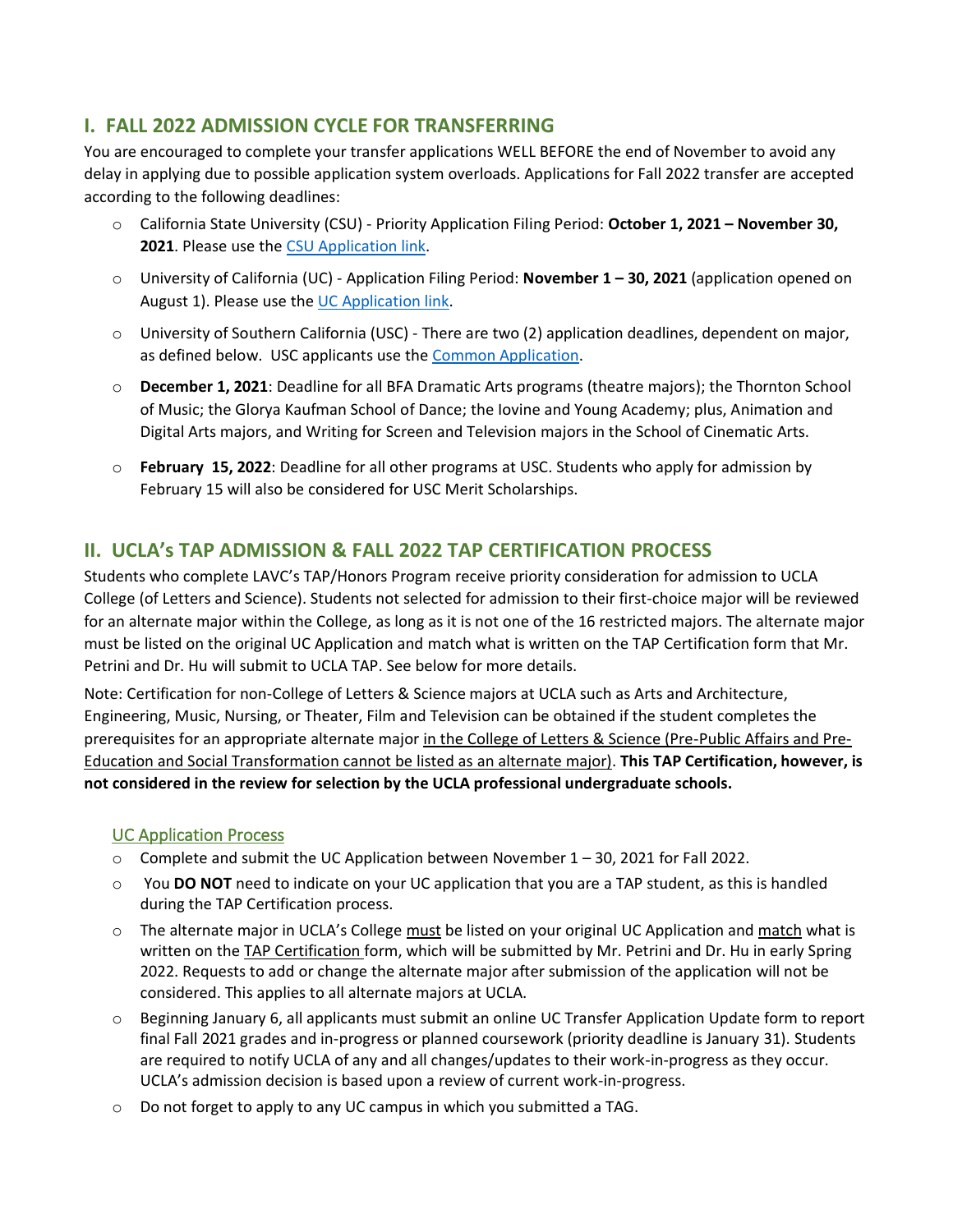## I. FALL 2022 ADMISSION CYCLE FOR TRANSFERRING

You are encouraged to complete your transfer applications WELL BEFORE the end of November to avoid any delay in applying due to possible application system overloads. Applications for Fall 2022 transfer are accepted according to the following deadlines:

- California State University (CSU) - Priority Application Filing Period: **October 1, 2021 – November 30, 2021**. Please use the CSU Application link.
- University of California (UC) - Application Filing Period: **November 1 – 30, 2021** (application opened on August 1). Please use the UC Application link.
- University of Southern California (USC) - There are two (2) application deadlines, dependent on major, as defined below. USC applicants use the Common Application.
- **December 1, 2021**: Deadline for all BFA Dramatic Arts programs (theatre majors); the Thornton School of Music; the Glorya Kaufman School of Dance; the Iovine and Young Academy; plus, Animation and Digital Arts majors, and Writing for Screen and Television majors in the School of Cinematic Arts.
- **February 15, 2022**: Deadline for all other programs at USC. Students who apply for admission by February 15 will also be considered for USC Merit Scholarships.

## II. UCLA's TAP ADMISSION & FALL 2022 TAP CERTIFICATION PROCESS

Students who complete LAVC's TAP/Honors Program receive priority consideration for admission to UCLA College (of Letters and Science). Students not selected for admission to their first-choice major will be reviewed for an alternate major within the College, as long as it is not one of the 16 restricted majors. The alternate major must be listed on the original UC Application and match what is written on the TAP Certification form that Mr. Petrini and Dr. Hu will submit to UCLA TAP. See below for more details.

Note: Certification for non-College of Letters & Science majors at UCLA such as Arts and Architecture, Engineering, Music, Nursing, or Theater, Film and Television can be obtained if the student completes the prerequisites for an appropriate alternate major in the College of Letters & Science (Pre-Public Affairs and Pre-Education and Social Transformation cannot be listed as an alternate major). **This TAP Certification, however, is not considered in the review for selection by the UCLA professional undergraduate schools.**

### UC Application Process

- Complete and submit the UC Application between November 1 – 30, 2021 for Fall 2022.
- You **DO NOT** need to indicate on your UC application that you are a TAP student, as this is handled during the TAP Certification process.
- The alternate major in UCLA's College must be listed on your original UC Application and match what is written on the TAP Certification form, which will be submitted by Mr. Petrini and Dr. Hu in early Spring 2022. Requests to add or change the alternate major after submission of the application will not be considered. This applies to all alternate majors at UCLA.
- Beginning January 6, all applicants must submit an online UC Transfer Application Update form to report final Fall 2021 grades and in-progress or planned coursework (priority deadline is January 31). Students are required to notify UCLA of any and all changes/updates to their work-in-progress as they occur. UCLA's admission decision is based upon a review of current work-in-progress.
- Do not forget to apply to any UC campus in which you submitted a TAG.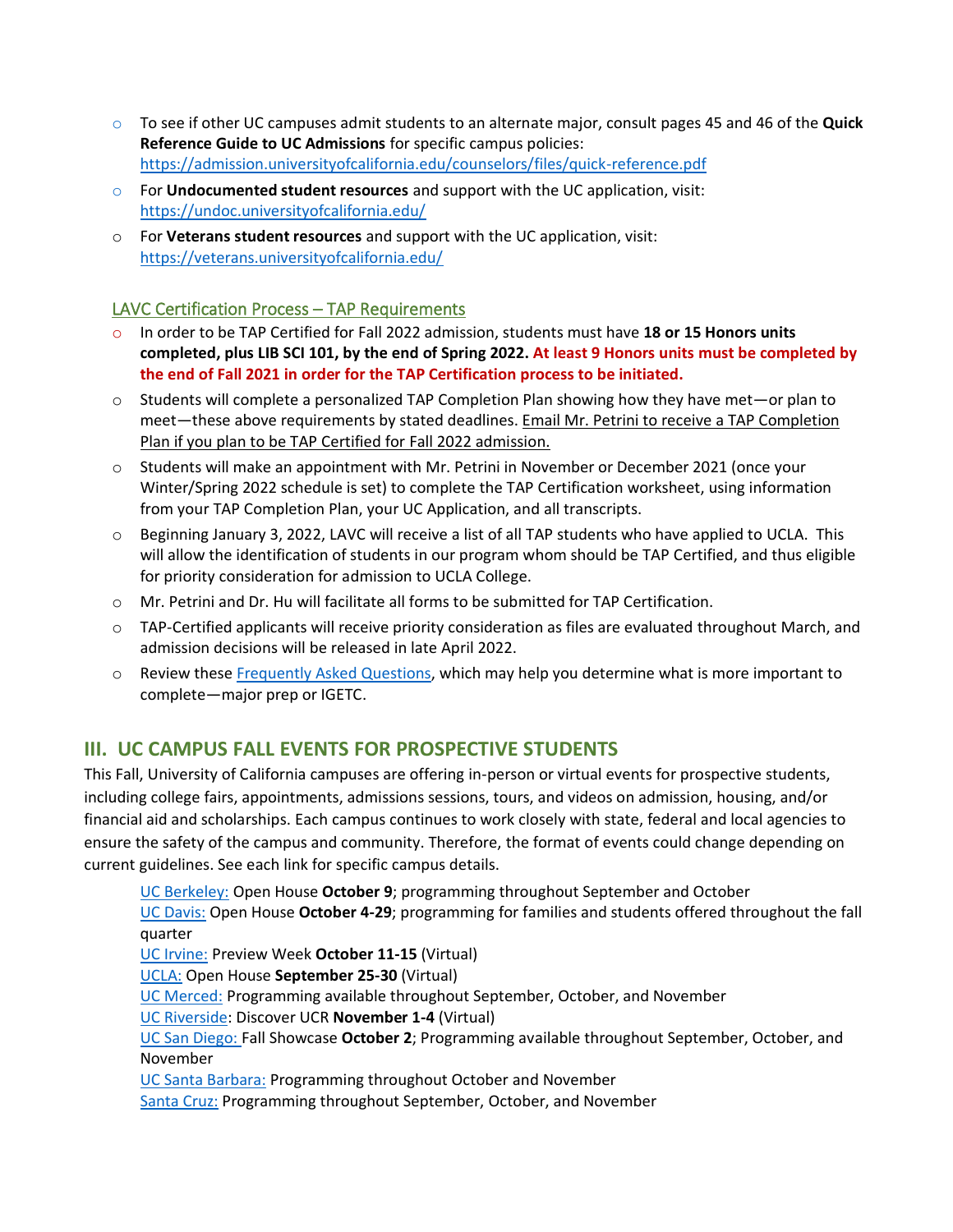- To see if other UC campuses admit students to an alternate major, consult pages 45 and 46 of the **Quick Reference Guide to UC Admissions** for specific campus policies: https://admission.universityofcalifornia.edu/counselors/files/quick-reference.pdf
- For **Undocumented student resources** and support with the UC application, visit: https://undoc.universityofcalifornia.edu/
- For **Veterans student resources** and support with the UC application, visit: https://veterans.universityofcalifornia.edu/

### LAVC Certification Process – TAP Requirements

- In order to be TAP Certified for Fall 2022 admission, students must have **18 or 15 Honors units completed, plus LIB SCI 101, by the end of Spring 2022. At least 9 Honors units must be completed by the end of Fall 2021 in order for the TAP Certification process to be initiated.**
- Students will complete a personalized TAP Completion Plan showing how they have met—or plan to meet—these above requirements by stated deadlines. Email Mr. Petrini to receive a TAP Completion Plan if you plan to be TAP Certified for Fall 2022 admission.
- Students will make an appointment with Mr. Petrini in November or December 2021 (once your Winter/Spring 2022 schedule is set) to complete the TAP Certification worksheet, using information from your TAP Completion Plan, your UC Application, and all transcripts.
- Beginning January 3, 2022, LAVC will receive a list of all TAP students who have applied to UCLA. This will allow the identification of students in our program whom should be TAP Certified, and thus eligible for priority consideration for admission to UCLA College.
- Mr. Petrini and Dr. Hu will facilitate all forms to be submitted for TAP Certification.
- TAP-Certified applicants will receive priority consideration as files are evaluated throughout March, and admission decisions will be released in late April 2022.
- Review these Frequently Asked Questions, which may help you determine what is more important to complete—major prep or IGETC.

## III. UC CAMPUS FALL EVENTS FOR PROSPECTIVE STUDENTS

This Fall, University of California campuses are offering in-person or virtual events for prospective students, including college fairs, appointments, admissions sessions, tours, and videos on admission, housing, and/or financial aid and scholarships. Each campus continues to work closely with state, federal and local agencies to ensure the safety of the campus and community. Therefore, the format of events could change depending on current guidelines. See each link for specific campus details.

UC Berkeley: Open House **October 9**; programming throughout September and October
UC Davis: Open House **October 4-29**; programming for families and students offered throughout the fall quarter
UC Irvine: Preview Week **October 11-15** (Virtual)
UCLA: Open House **September 25-30** (Virtual)
UC Merced: Programming available throughout September, October, and November
UC Riverside: Discover UCR **November 1-4** (Virtual)
UC San Diego: Fall Showcase **October 2**; Programming available throughout September, October, and November
UC Santa Barbara: Programming throughout October and November
Santa Cruz: Programming throughout September, October, and November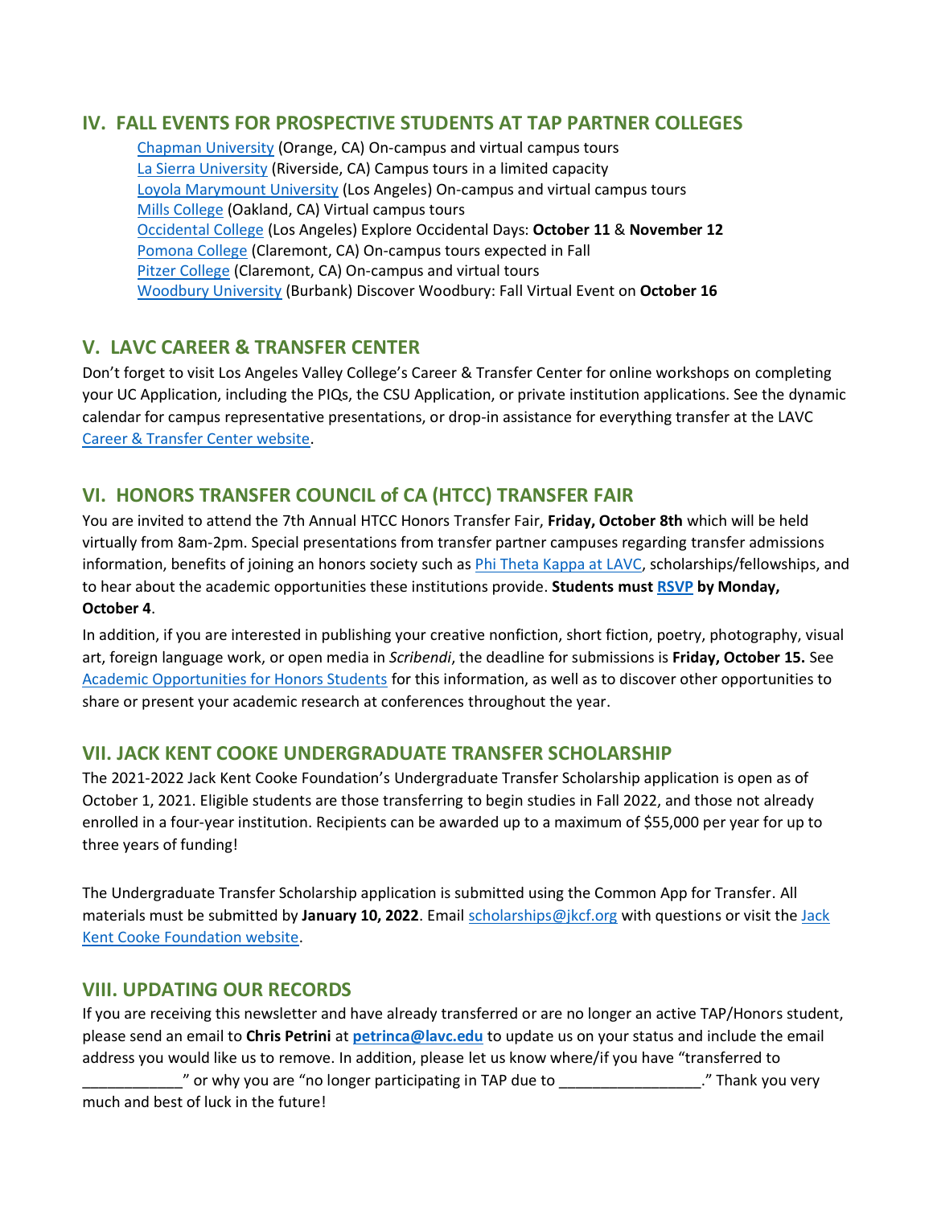## IV. FALL EVENTS FOR PROSPECTIVE STUDENTS AT TAP PARTNER COLLEGES

Chapman University (Orange, CA) On-campus and virtual campus tours
La Sierra University (Riverside, CA) Campus tours in a limited capacity
Loyola Marymount University (Los Angeles) On-campus and virtual campus tours
Mills College (Oakland, CA) Virtual campus tours
Occidental College (Los Angeles) Explore Occidental Days: **October 11** & **November 12**
Pomona College (Claremont, CA) On-campus tours expected in Fall
Pitzer College (Claremont, CA) On-campus and virtual tours
Woodbury University (Burbank) Discover Woodbury: Fall Virtual Event on **October 16**

## V. LAVC CAREER & TRANSFER CENTER

Don't forget to visit Los Angeles Valley College's Career & Transfer Center for online workshops on completing your UC Application, including the PIQs, the CSU Application, or private institution applications. See the dynamic calendar for campus representative presentations, or drop-in assistance for everything transfer at the LAVC Career & Transfer Center website.

## VI. HONORS TRANSFER COUNCIL of CA (HTCC) TRANSFER FAIR

You are invited to attend the 7th Annual HTCC Honors Transfer Fair, **Friday, October 8th** which will be held virtually from 8am-2pm. Special presentations from transfer partner campuses regarding transfer admissions information, benefits of joining an honors society such as Phi Theta Kappa at LAVC, scholarships/fellowships, and to hear about the academic opportunities these institutions provide. **Students must RSVP by Monday, October 4**.

In addition, if you are interested in publishing your creative nonfiction, short fiction, poetry, photography, visual art, foreign language work, or open media in *Scribendi*, the deadline for submissions is **Friday, October 15.** See Academic Opportunities for Honors Students for this information, as well as to discover other opportunities to share or present your academic research at conferences throughout the year.

## VII. JACK KENT COOKE UNDERGRADUATE TRANSFER SCHOLARSHIP

The 2021-2022 Jack Kent Cooke Foundation's Undergraduate Transfer Scholarship application is open as of October 1, 2021. Eligible students are those transferring to begin studies in Fall 2022, and those not already enrolled in a four-year institution. Recipients can be awarded up to a maximum of $55,000 per year for up to three years of funding!

The Undergraduate Transfer Scholarship application is submitted using the Common App for Transfer. All materials must be submitted by **January 10, 2022**. Email scholarships@jkcf.org with questions or visit the Jack Kent Cooke Foundation website.

## VIII. UPDATING OUR RECORDS

If you are receiving this newsletter and have already transferred or are no longer an active TAP/Honors student, please send an email to **Chris Petrini** at **petrinca@lavc.edu** to update us on your status and include the email address you would like us to remove. In addition, please let us know where/if you have "transferred to ___________" or why you are "no longer participating in TAP due to ________________." Thank you very much and best of luck in the future!